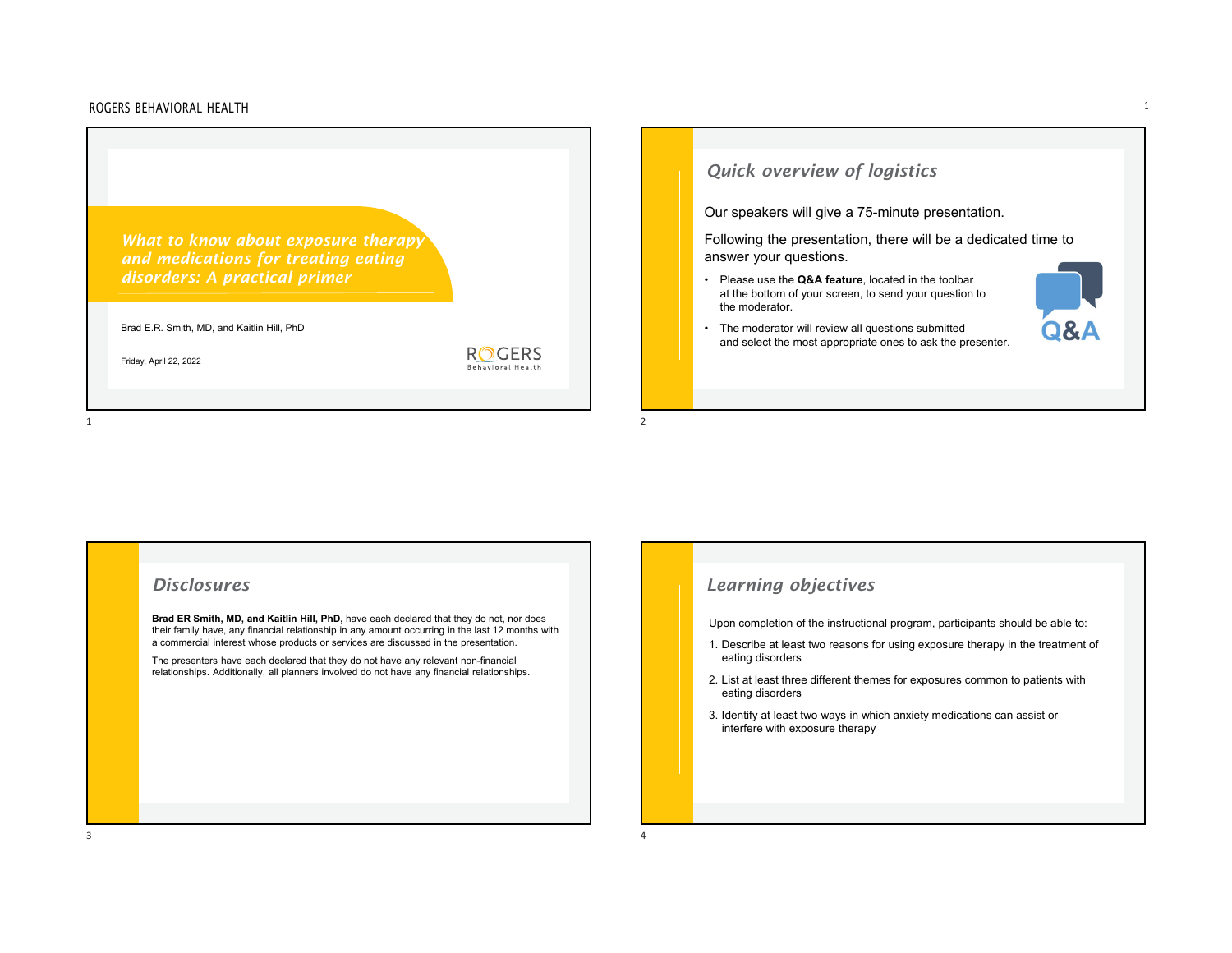# What to know about exposure therapy and medications for treating eating disorders: A practical primer

Brad E.R. Smith, MD, and Kaitlin Hill, PhD

Friday, April 22, 2022

ROGERS Behavioral Health

## Quick overview of logistics

Our speakers will give a 75-minute presentation.

Following the presentation, there will be a dedicated time to answer your questions.

- Please use the **Q&A feature**, located in the toolbar at the bottom of your screen, to send your question to the moderator.
- The moderator will review all questions submitted and select the most appropriate ones to ask the presenter.

Q&A

## Disclosures

**Brad ER Smith, MD, and Kaitlin Hill, PhD,** have each declared that they do not, nor does their family have, any financial relationship in any amount occurring in the last 12 months with a commercial interest whose products or services are discussed in the presentation.

The presenters have each declared that they do not have any relevant non-financial relationships. Additionally, all planners involved do not have any financial relationships.

## Learning objectives

Upon completion of the instructional program, participants should be able to:

1. Describe at least two reasons for using exposure therapy in the treatment of eating disorders
2. List at least three different themes for exposures common to patients with eating disorders
3. Identify at least two ways in which anxiety medications can assist or interfere with exposure therapy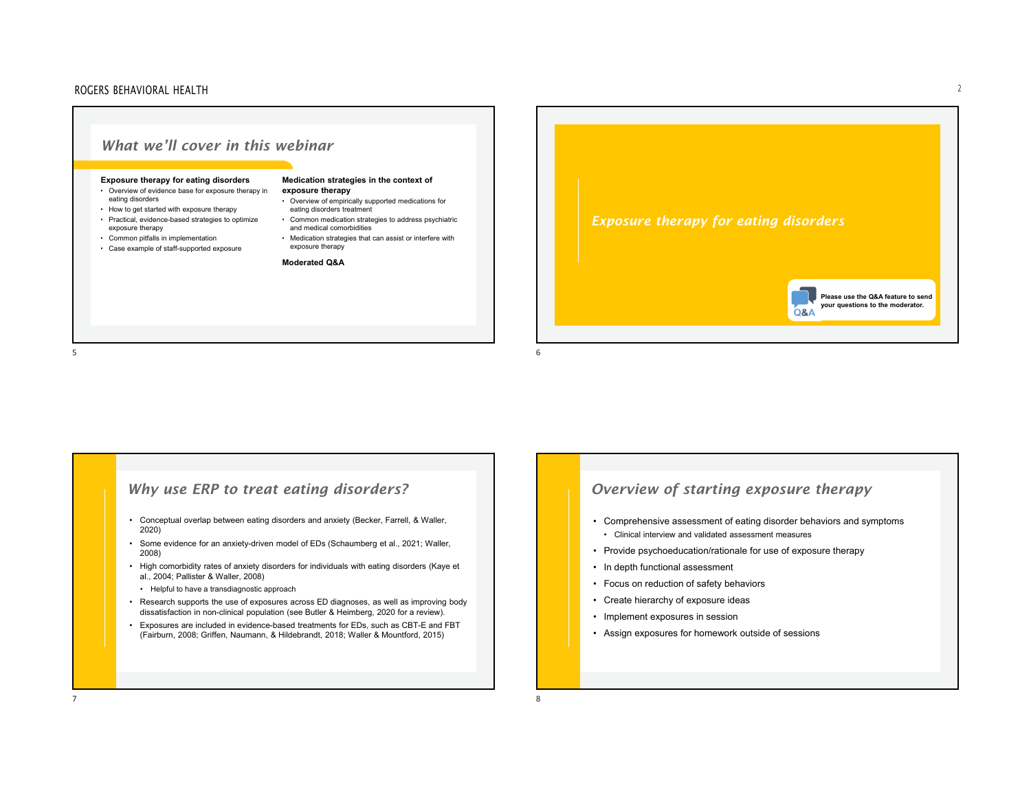## What we'll cover in this webinar

**Exposure therapy for eating disorders**

- Overview of evidence base for exposure therapy in eating disorders
- How to get started with exposure therapy
- Practical, evidence-based strategies to optimize exposure therapy
- Common pitfalls in implementation
- Case example of staff-supported exposure

**Medication strategies in the context of exposure therapy**

- Overview of empirically supported medications for eating disorders treatment
- Common medication strategies to address psychiatric and medical comorbidities
- Medication strategies that can assist or interfere with exposure therapy

**Moderated Q&A**

## Exposure therapy for eating disorders

Please use the Q&A feature to send your questions to the moderator.

## Why use ERP to treat eating disorders?

- Conceptual overlap between eating disorders and anxiety (Becker, Farrell, & Waller, 2020)
- Some evidence for an anxiety-driven model of EDs (Schaumberg et al., 2021; Waller, 2008)
- High comorbidity rates of anxiety disorders for individuals with eating disorders (Kaye et al., 2004; Pallister & Waller, 2008)
  - Helpful to have a transdiagnostic approach
- Research supports the use of exposures across ED diagnoses, as well as improving body dissatisfaction in non-clinical population (see Butler & Heimberg, 2020 for a review).
- Exposures are included in evidence-based treatments for EDs, such as CBT-E and FBT (Fairburn, 2008; Griffen, Naumann, & Hildebrandt, 2018; Waller & Mountford, 2015)

## Overview of starting exposure therapy

- Comprehensive assessment of eating disorder behaviors and symptoms
  - Clinical interview and validated assessment measures
- Provide psychoeducation/rationale for use of exposure therapy
- In depth functional assessment
- Focus on reduction of safety behaviors
- Create hierarchy of exposure ideas
- Implement exposures in session
- Assign exposures for homework outside of sessions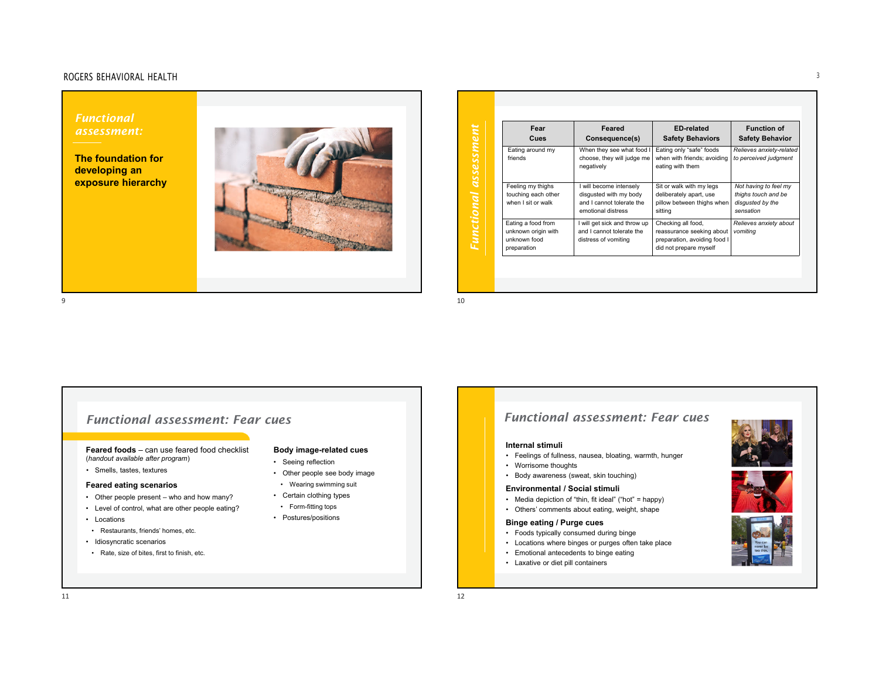## Functional assessment:

**The foundation for developing an exposure hierarchy**

## Functional assessment

| Fear Cues | Feared Consequence(s) | ED-related Safety Behaviors | Function of Safety Behavior |
|---|---|---|---|
| Eating around my friends | When they see what food I choose, they will judge me negatively | Eating only "safe" foods when with friends; avoiding eating with them | *Relieves anxiety-related to perceived judgment* |
| Feeling my thighs touching each other when I sit or walk | I will become intensely disgusted with my body and I cannot tolerate the emotional distress | Sit or walk with my legs deliberately apart, use pillow between thighs when sitting | *Not having to feel my thighs touch and be disgusted by the sensation* |
| Eating a food from unknown origin with unknown food preparation | I will get sick and throw up and I cannot tolerate the distress of vomiting | Checking all food, reassurance seeking about preparation, avoiding food I did not prepare myself | *Relieves anxiety about vomiting* |

## Functional assessment: Fear cues

**Feared foods** – can use feared food checklist (*handout available after program*)

- Smells, tastes, textures

**Feared eating scenarios**

- Other people present – who and how many?
- Level of control, what are other people eating?
- Locations
  - Restaurants, friends' homes, etc.
- Idiosyncratic scenarios
  - Rate, size of bites, first to finish, etc.

**Body image-related cues**

- Seeing reflection
- Other people see body image
  - Wearing swimming suit
- Certain clothing types
  - Form-fitting tops
- Postures/positions

## Functional assessment: Fear cues

**Internal stimuli**

- Feelings of fullness, nausea, bloating, warmth, hunger
- Worrisome thoughts
- Body awareness (sweat, skin touching)

**Environmental / Social stimuli**

- Media depiction of "thin, fit ideal" ("hot" = happy)
- Others' comments about eating, weight, shape

**Binge eating / Purge cues**

- Foods typically consumed during binge
- Locations where binges or purges often take place
- Emotional antecedents to binge eating
- Laxative or diet pill containers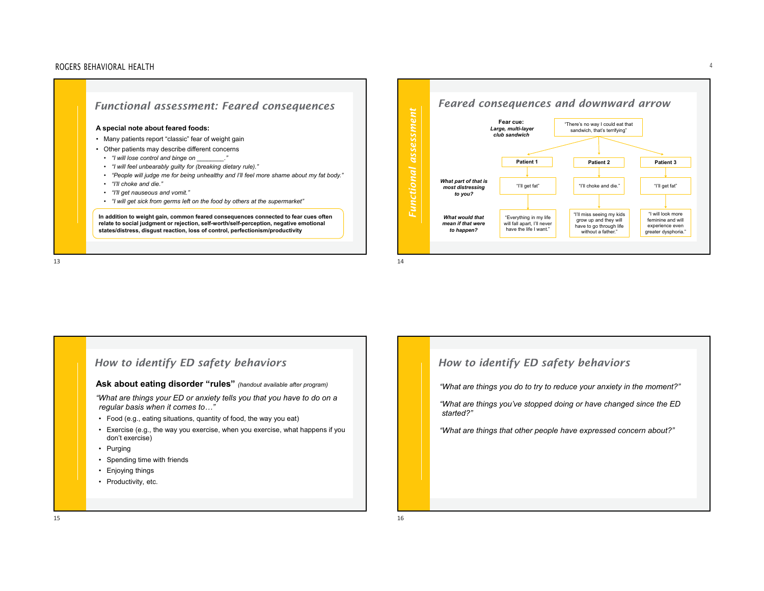## Functional assessment: Feared consequences

**A special note about feared foods:**

- Many patients report "classic" fear of weight gain
- Other patients may describe different concerns
  - *"I will lose control and binge on ________."*
  - *"I will feel unbearably guilty for (breaking dietary rule)."*
  - *"People will judge me for being unhealthy and I'll feel more shame about my fat body."*
  - *"I'll choke and die."*
  - *"I'll get nauseous and vomit."*
  - *"I will get sick from germs left on the food by others at the supermarket"*

**In addition to weight gain, common feared consequences connected to fear cues often relate to social judgment or rejection, self-worth/self-perception, negative emotional states/distress, disgust reaction, loss of control, perfectionism/productivity**

## Feared consequences and downward arrow

*Functional assessment*

**Fear cue:** ***Large, multi-layer club sandwich*** — "There's no way I could eat that sandwich, that's terrifying"

| | Patient 1 | Patient 2 | Patient 3 |
|---|---|---|---|
| ***What part of that is most distressing to you?*** | "I'll get fat" | "I'll choke and die." | "I'll get fat" |
| ***What would that mean if that were to happen?*** | "Everything in my life will fall apart, I'll never have the life I want." | "I'll miss seeing my kids grow up and they will have to go through life without a father." | "I will look more feminine and will experience even greater dysphoria." |

## How to identify ED safety behaviors

**Ask about eating disorder "rules"** *(handout available after program)*

*"What are things your ED or anxiety tells you that you have to do on a regular basis when it comes to…"*

- Food (e.g., eating situations, quantity of food, the way you eat)
- Exercise (e.g., the way you exercise, when you exercise, what happens if you don't exercise)
- Purging
- Spending time with friends
- Enjoying things
- Productivity, etc.

## How to identify ED safety behaviors

*"What are things you do to try to reduce your anxiety in the moment?"*

*"What are things you've stopped doing or have changed since the ED started?"*

*"What are things that other people have expressed concern about?"*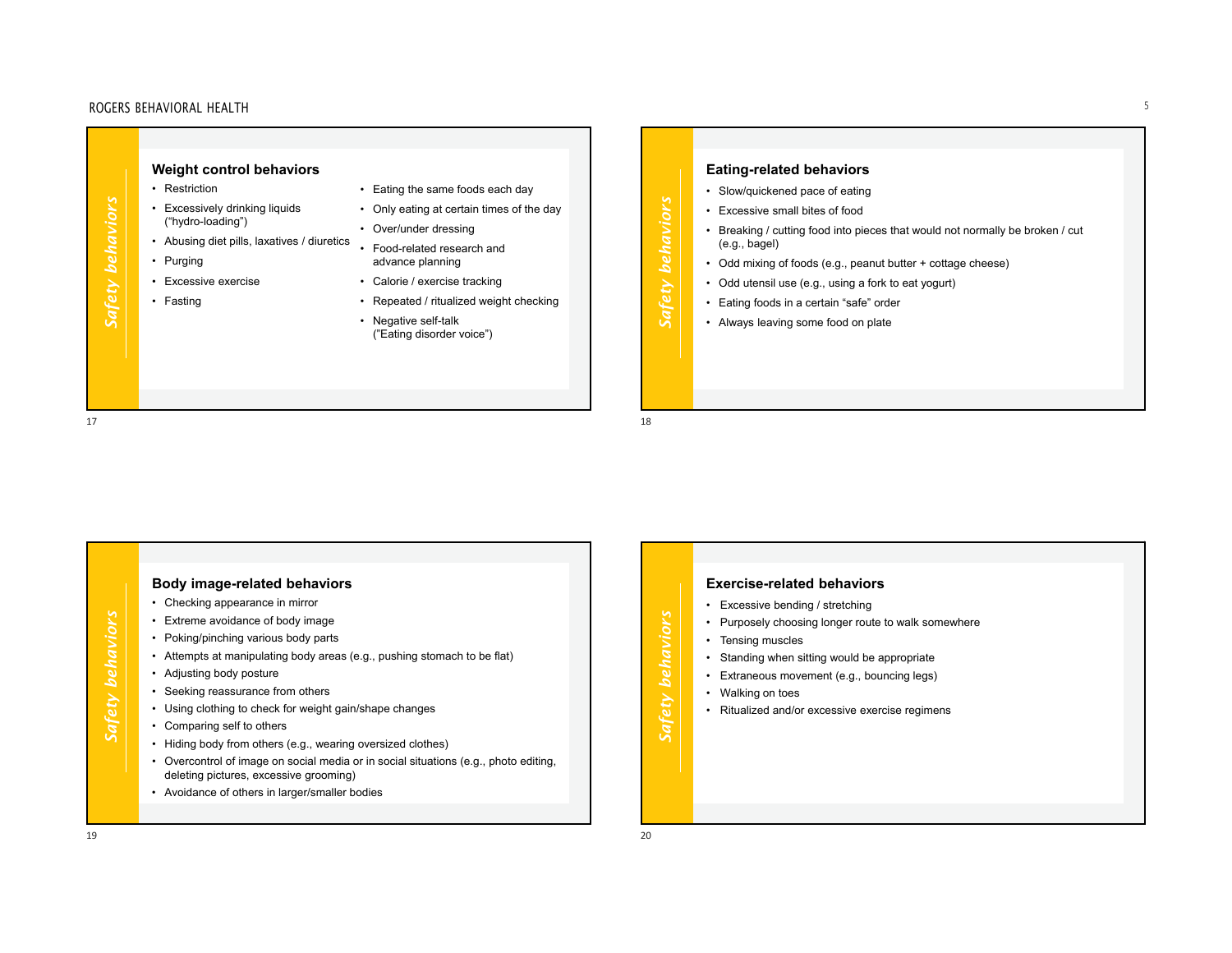*Safety behaviors*

## Weight control behaviors

- Restriction
- Excessively drinking liquids ("hydro-loading")
- Abusing diet pills, laxatives / diuretics
- Purging
- Excessive exercise
- Fasting
- Eating the same foods each day
- Only eating at certain times of the day
- Over/under dressing
- Food-related research and advance planning
- Calorie / exercise tracking
- Repeated / ritualized weight checking
- Negative self-talk ("Eating disorder voice")

*Safety behaviors*

## Eating-related behaviors

- Slow/quickened pace of eating
- Excessive small bites of food
- Breaking / cutting food into pieces that would not normally be broken / cut (e.g., bagel)
- Odd mixing of foods (e.g., peanut butter + cottage cheese)
- Odd utensil use (e.g., using a fork to eat yogurt)
- Eating foods in a certain "safe" order
- Always leaving some food on plate

*Safety behaviors*

## Body image-related behaviors

- Checking appearance in mirror
- Extreme avoidance of body image
- Poking/pinching various body parts
- Attempts at manipulating body areas (e.g., pushing stomach to be flat)
- Adjusting body posture
- Seeking reassurance from others
- Using clothing to check for weight gain/shape changes
- Comparing self to others
- Hiding body from others (e.g., wearing oversized clothes)
- Overcontrol of image on social media or in social situations (e.g., photo editing, deleting pictures, excessive grooming)
- Avoidance of others in larger/smaller bodies

*Safety behaviors*

## Exercise-related behaviors

- Excessive bending / stretching
- Purposely choosing longer route to walk somewhere
- Tensing muscles
- Standing when sitting would be appropriate
- Extraneous movement (e.g., bouncing legs)
- Walking on toes
- Ritualized and/or excessive exercise regimens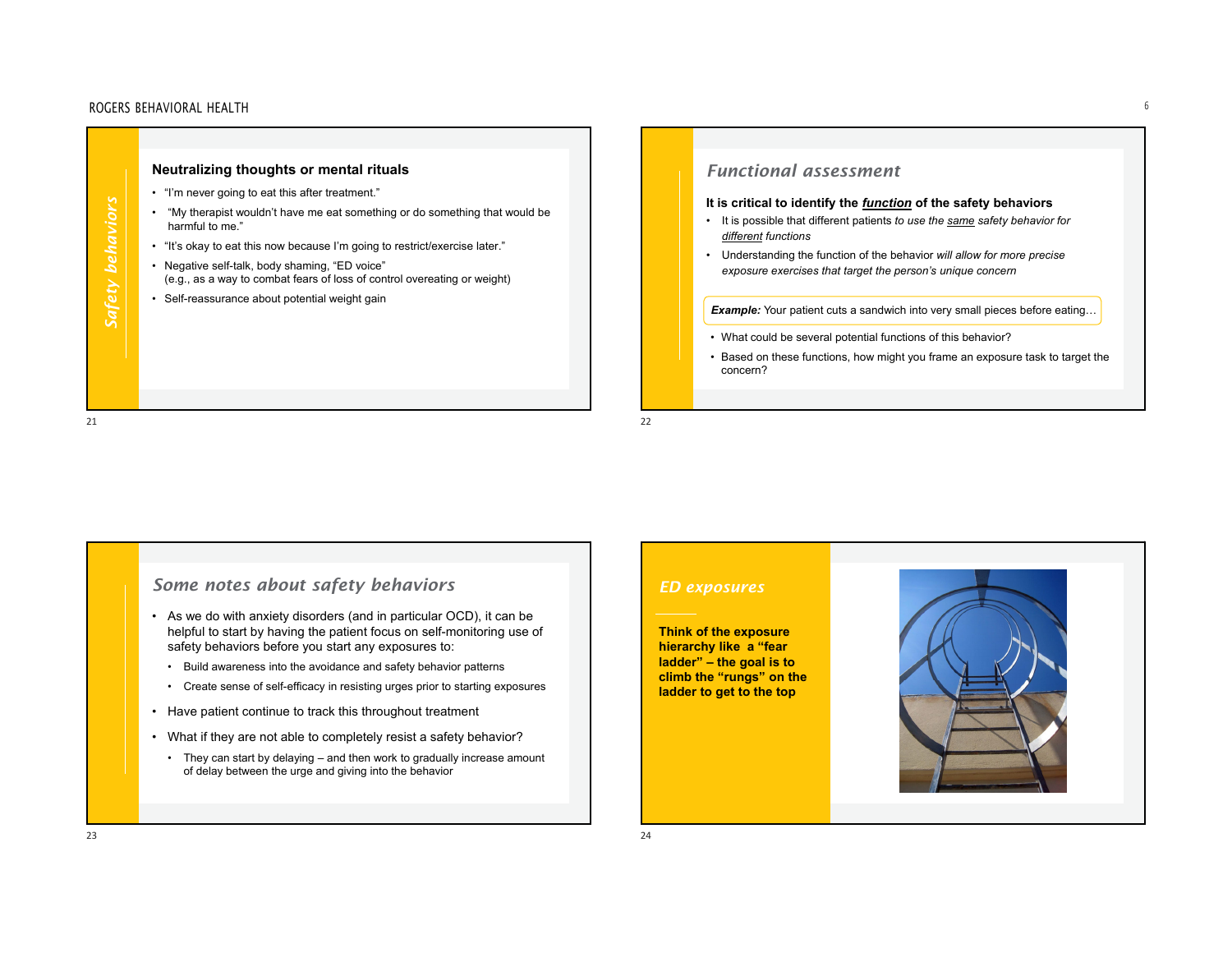## Safety behaviors

### Neutralizing thoughts or mental rituals

- "I'm never going to eat this after treatment."
- "My therapist wouldn't have me eat something or do something that would be harmful to me."
- "It's okay to eat this now because I'm going to restrict/exercise later."
- Negative self-talk, body shaming, "ED voice"
  (e.g., as a way to combat fears of loss of control overeating or weight)
- Self-reassurance about potential weight gain

## *Functional assessment*

**It is critical to identify the *function* of the safety behaviors**

- It is possible that different patients *to use the same safety behavior for different functions*
- Understanding the function of the behavior *will allow for more precise exposure exercises that target the person's unique concern*

***Example:*** Your patient cuts a sandwich into very small pieces before eating…

- What could be several potential functions of this behavior?
- Based on these functions, how might you frame an exposure task to target the concern?

## *Some notes about safety behaviors*

- As we do with anxiety disorders (and in particular OCD), it can be helpful to start by having the patient focus on self-monitoring use of safety behaviors before you start any exposures to:
  - Build awareness into the avoidance and safety behavior patterns
  - Create sense of self-efficacy in resisting urges prior to starting exposures
- Have patient continue to track this throughout treatment
- What if they are not able to completely resist a safety behavior?
  - They can start by delaying – and then work to gradually increase amount of delay between the urge and giving into the behavior

## *ED exposures*

**Think of the exposure hierarchy like a "fear ladder" – the goal is to climb the "rungs" on the ladder to get to the top**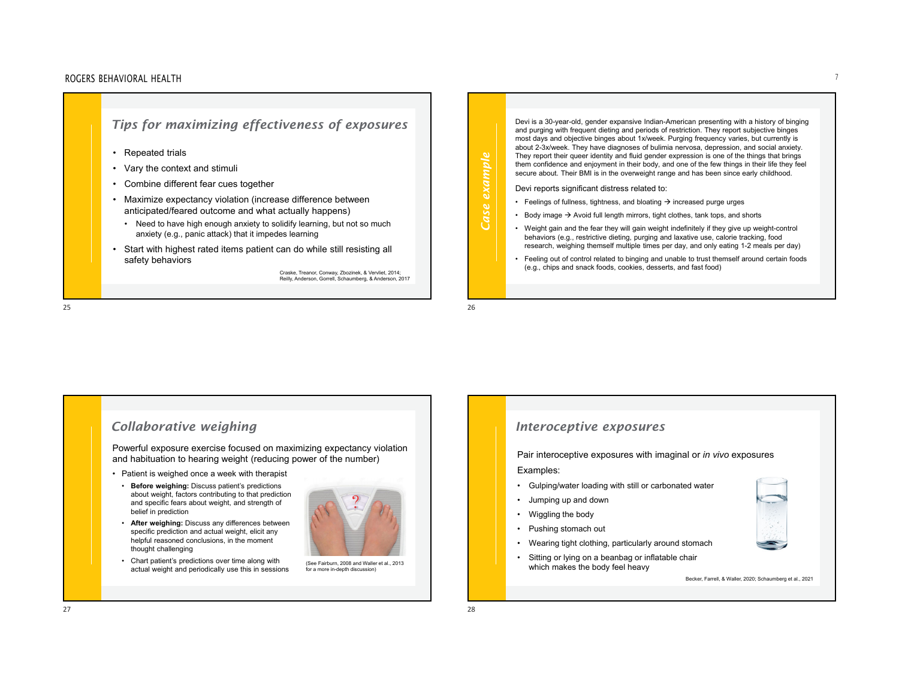## *Tips for maximizing effectiveness of exposures*

- Repeated trials
- Vary the context and stimuli
- Combine different fear cues together
- Maximize expectancy violation (increase difference between anticipated/feared outcome and what actually happens)
  - Need to have high enough anxiety to solidify learning, but not so much anxiety (e.g., panic attack) that it impedes learning
- Start with highest rated items patient can do while still resisting all safety behaviors

Craske, Treanor, Conway, Zbozinek, & Vervliet, 2014; Reilly, Anderson, Gorrell, Schaumberg, & Anderson, 2017

## *Case example*

Devi is a 30-year-old, gender expansive Indian-American presenting with a history of binging and purging with frequent dieting and periods of restriction. They report subjective binges most days and objective binges about 1x/week. Purging frequency varies, but currently is about 2-3x/week. They have diagnoses of bulimia nervosa, depression, and social anxiety. They report their queer identity and fluid gender expression is one of the things that brings them confidence and enjoyment in their body, and one of the few things in their life they feel secure about. Their BMI is in the overweight range and has been since early childhood.

Devi reports significant distress related to:

- Feelings of fullness, tightness, and bloating → increased purge urges
- Body image → Avoid full length mirrors, tight clothes, tank tops, and shorts
- Weight gain and the fear they will gain weight indefinitely if they give up weight-control behaviors (e.g., restrictive dieting, purging and laxative use, calorie tracking, food research, weighing themself multiple times per day, and only eating 1-2 meals per day)
- Feeling out of control related to binging and unable to trust themself around certain foods (e.g., chips and snack foods, cookies, desserts, and fast food)

## *Collaborative weighing*

Powerful exposure exercise focused on maximizing expectancy violation and habituation to hearing weight (reducing power of the number)

- Patient is weighed once a week with therapist
  - **Before weighing:** Discuss patient's predictions about weight, factors contributing to that prediction and specific fears about weight, and strength of belief in prediction
  - **After weighing:** Discuss any differences between specific prediction and actual weight, elicit any helpful reasoned conclusions, in the moment thought challenging
  - Chart patient's predictions over time along with actual weight and periodically use this in sessions

(See Fairburn, 2008 and Waller et al., 2013 for a more in-depth discussion)

## *Interoceptive exposures*

Pair interoceptive exposures with imaginal or *in vivo* exposures

Examples:

- Gulping/water loading with still or carbonated water
- Jumping up and down
- Wiggling the body
- Pushing stomach out
- Wearing tight clothing, particularly around stomach
- Sitting or lying on a beanbag or inflatable chair which makes the body feel heavy

Becker, Farrell, & Waller, 2020; Schaumberg et al., 2021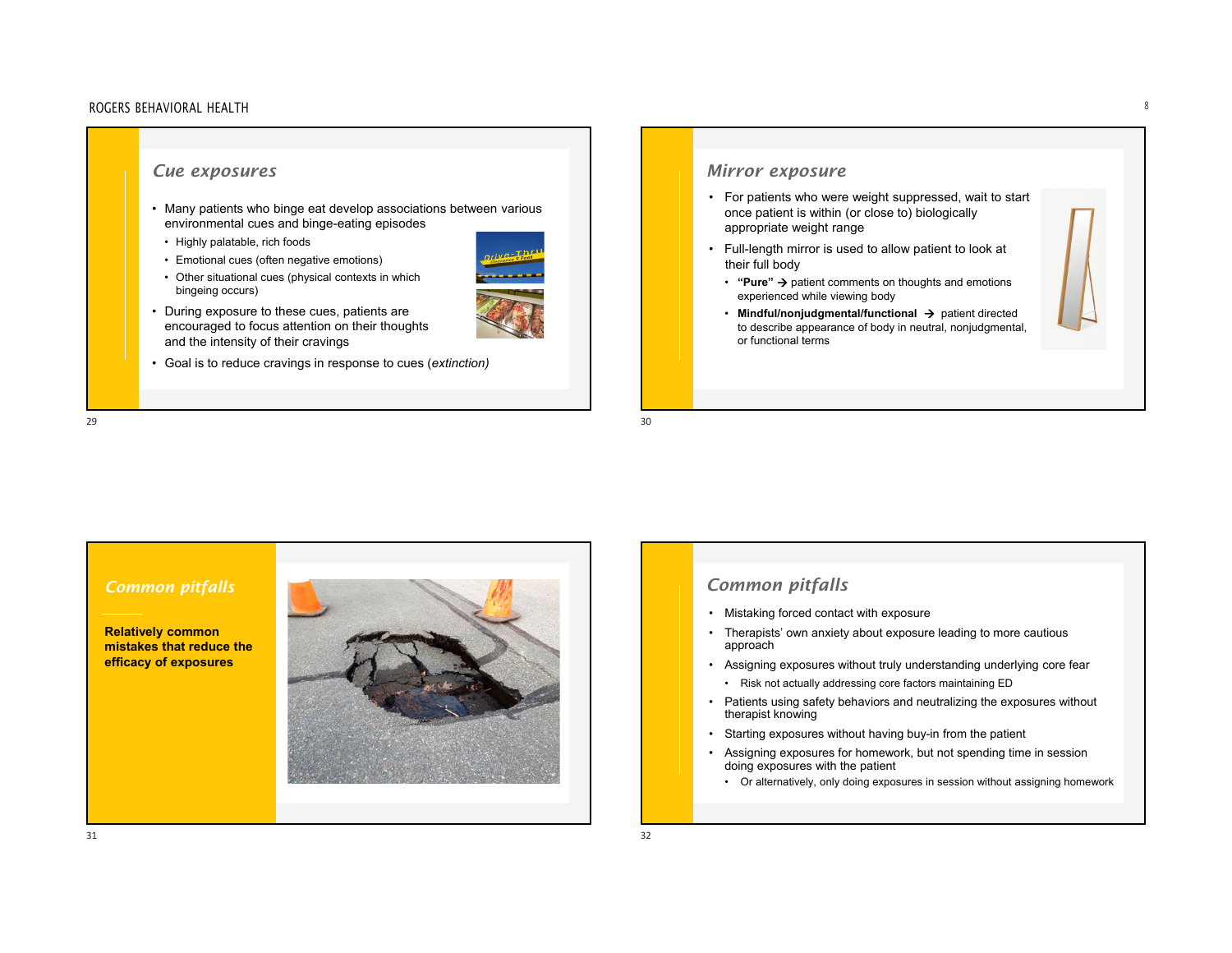## Cue exposures

- Many patients who binge eat develop associations between various environmental cues and binge-eating episodes
  - Highly palatable, rich foods
  - Emotional cues (often negative emotions)
  - Other situational cues (physical contexts in which bingeing occurs)
- During exposure to these cues, patients are encouraged to focus attention on their thoughts and the intensity of their cravings
- Goal is to reduce cravings in response to cues (*extinction*)

## Mirror exposure

- For patients who were weight suppressed, wait to start once patient is within (or close to) biologically appropriate weight range
- Full-length mirror is used to allow patient to look at their full body
  - **"Pure"** → patient comments on thoughts and emotions experienced while viewing body
  - **Mindful/nonjudgmental/functional** → patient directed to describe appearance of body in neutral, nonjudgmental, or functional terms

## Common pitfalls

**Relatively common mistakes that reduce the efficacy of exposures**

## Common pitfalls

- Mistaking forced contact with exposure
- Therapists' own anxiety about exposure leading to more cautious approach
- Assigning exposures without truly understanding underlying core fear
  - Risk not actually addressing core factors maintaining ED
- Patients using safety behaviors and neutralizing the exposures without therapist knowing
- Starting exposures without having buy-in from the patient
- Assigning exposures for homework, but not spending time in session doing exposures with the patient
  - Or alternatively, only doing exposures in session without assigning homework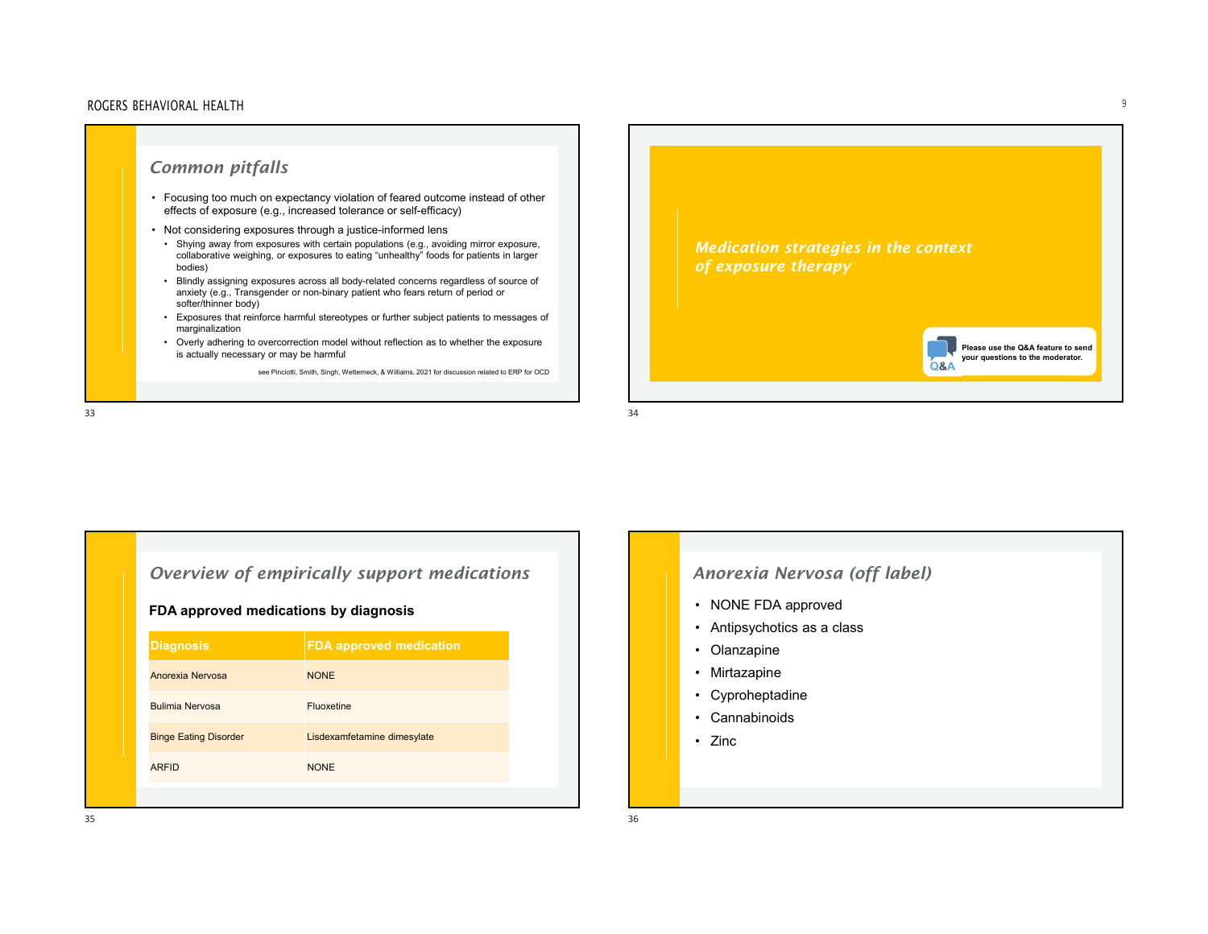## *Common pitfalls*

- Focusing too much on expectancy violation of feared outcome instead of other effects of exposure (e.g., increased tolerance or self-efficacy)
- Not considering exposures through a justice-informed lens
  - Shying away from exposures with certain populations (e.g., avoiding mirror exposure, collaborative weighing, or exposures to eating "unhealthy" foods for patients in larger bodies)
  - Blindly assigning exposures across all body-related concerns regardless of source of anxiety (e.g., Transgender or non-binary patient who fears return of period or softer/thinner body)
  - Exposures that reinforce harmful stereotypes or further subject patients to messages of marginalization
  - Overly adhering to overcorrection model without reflection as to whether the exposure is actually necessary or may be harmful

see Pinciotti, Smith, Singh, Wetterneck, & Williams, 2021 for discussion related to ERP for OCD

## *Medication strategies in the context of exposure therapy*

Please use the Q&A feature to send your questions to the moderator.

## *Overview of empirically support medications*

**FDA approved medications by diagnosis**

| Diagnosis | FDA approved medication |
| --- | --- |
| Anorexia Nervosa | NONE |
| Bulimia Nervosa | Fluoxetine |
| Binge Eating Disorder | Lisdexamfetamine dimesylate |
| ARFID | NONE |

## *Anorexia Nervosa (off label)*

- NONE FDA approved
- Antipsychotics as a class
- Olanzapine
- Mirtazapine
- Cyproheptadine
- Cannabinoids
- Zinc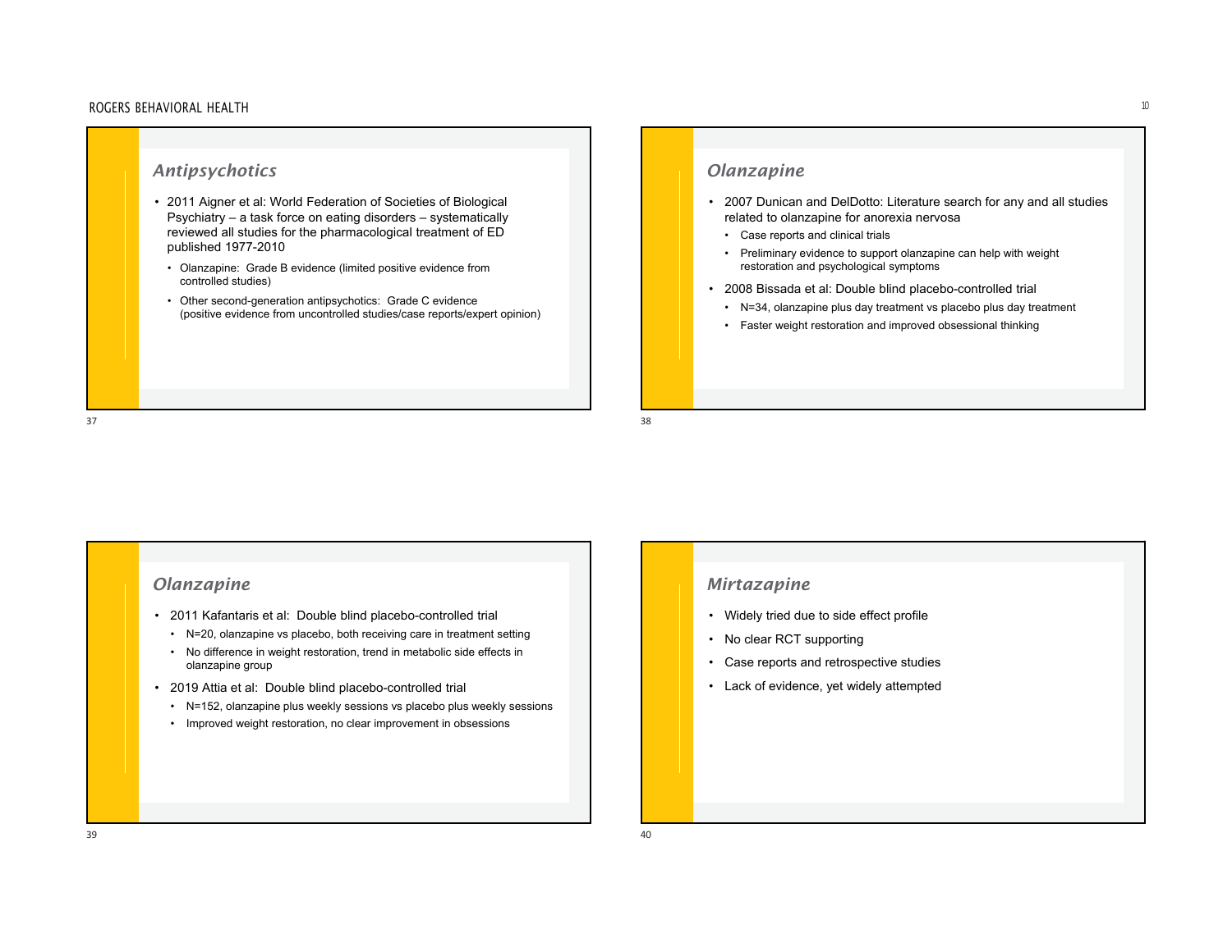## Antipsychotics

- 2011 Aigner et al: World Federation of Societies of Biological Psychiatry – a task force on eating disorders – systematically reviewed all studies for the pharmacological treatment of ED published 1977-2010
  - Olanzapine: Grade B evidence (limited positive evidence from controlled studies)
  - Other second-generation antipsychotics: Grade C evidence (positive evidence from uncontrolled studies/case reports/expert opinion)

## Olanzapine

- 2007 Dunican and DelDotto: Literature search for any and all studies related to olanzapine for anorexia nervosa
  - Case reports and clinical trials
  - Preliminary evidence to support olanzapine can help with weight restoration and psychological symptoms
- 2008 Bissada et al: Double blind placebo-controlled trial
  - N=34, olanzapine plus day treatment vs placebo plus day treatment
  - Faster weight restoration and improved obsessional thinking

## Olanzapine

- 2011 Kafantaris et al: Double blind placebo-controlled trial
  - N=20, olanzapine vs placebo, both receiving care in treatment setting
  - No difference in weight restoration, trend in metabolic side effects in olanzapine group
- 2019 Attia et al: Double blind placebo-controlled trial
  - N=152, olanzapine plus weekly sessions vs placebo plus weekly sessions
  - Improved weight restoration, no clear improvement in obsessions

## Mirtazapine

- Widely tried due to side effect profile
- No clear RCT supporting
- Case reports and retrospective studies
- Lack of evidence, yet widely attempted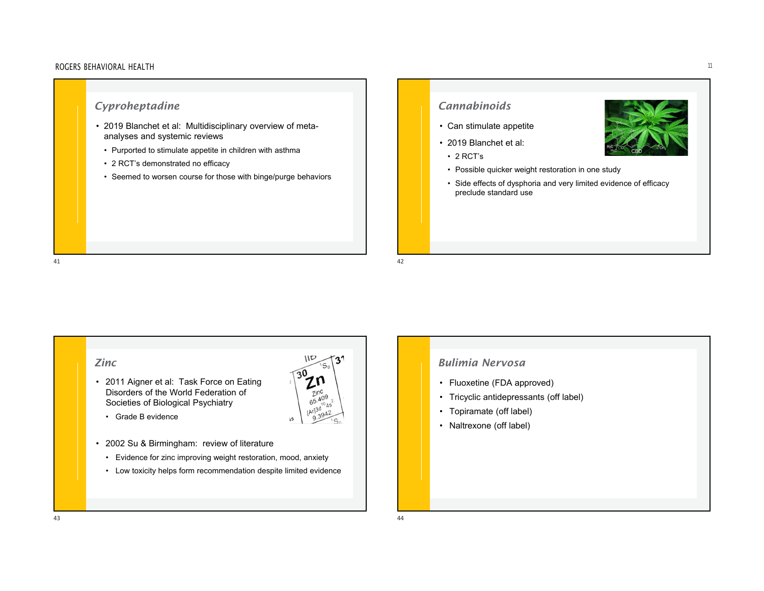## Cyproheptadine

- 2019 Blanchet et al: Multidisciplinary overview of meta-analyses and systemic reviews
  - Purported to stimulate appetite in children with asthma
  - 2 RCT's demonstrated no efficacy
  - Seemed to worsen course for those with binge/purge behaviors

## Cannabinoids

- Can stimulate appetite
- 2019 Blanchet et al:
  - 2 RCT's
  - Possible quicker weight restoration in one study
  - Side effects of dysphoria and very limited evidence of efficacy preclude standard use

## Zinc

- 2011 Aigner et al: Task Force on Eating Disorders of the World Federation of Societies of Biological Psychiatry
  - Grade B evidence
- 2002 Su & Birmingham: review of literature
  - Evidence for zinc improving weight restoration, mood, anxiety
  - Low toxicity helps form recommendation despite limited evidence

## Bulimia Nervosa

- Fluoxetine (FDA approved)
- Tricyclic antidepressants (off label)
- Topiramate (off label)
- Naltrexone (off label)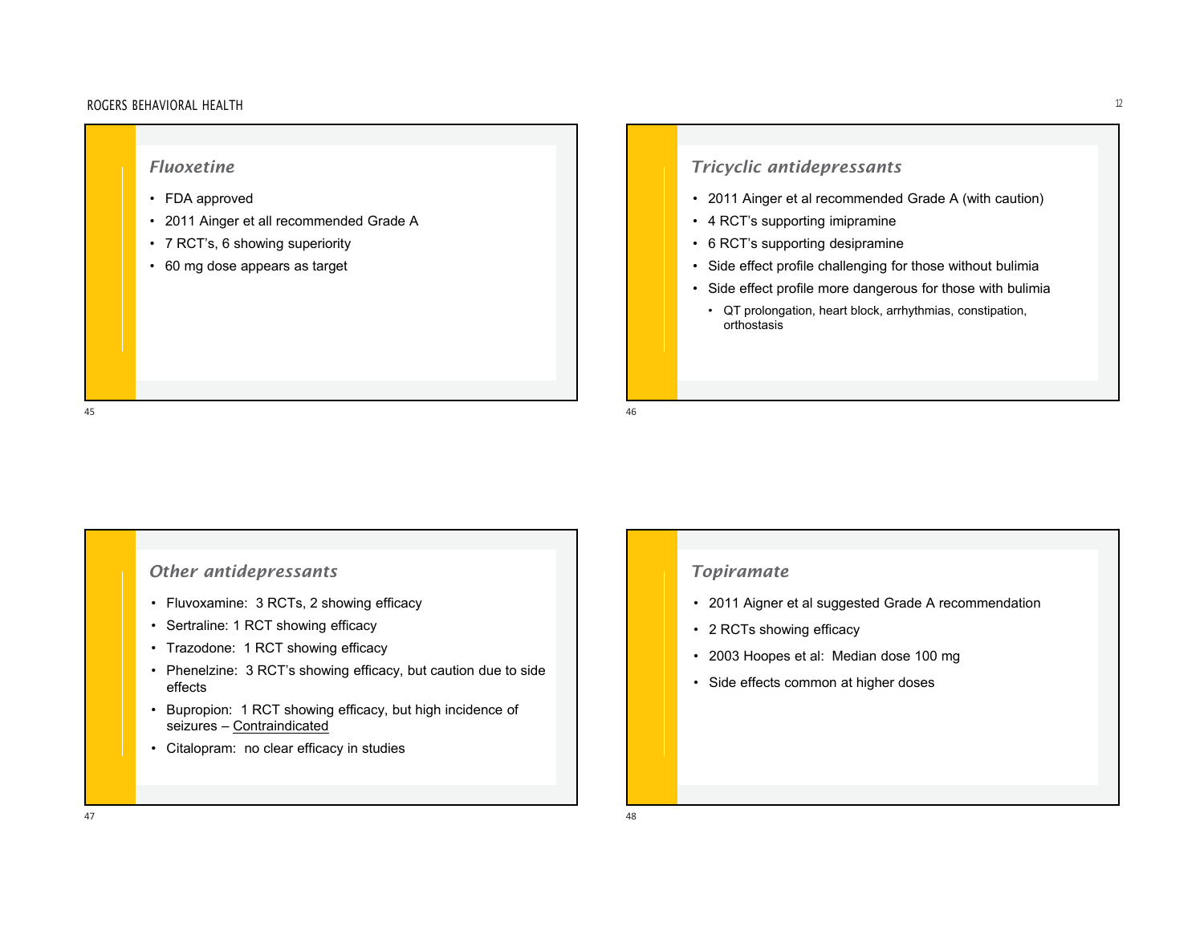## Fluoxetine

- FDA approved
- 2011 Ainger et all recommended Grade A
- 7 RCT's, 6 showing superiority
- 60 mg dose appears as target

## Tricyclic antidepressants

- 2011 Ainger et al recommended Grade A (with caution)
- 4 RCT's supporting imipramine
- 6 RCT's supporting desipramine
- Side effect profile challenging for those without bulimia
- Side effect profile more dangerous for those with bulimia
  - QT prolongation, heart block, arrhythmias, constipation, orthostasis

## Other antidepressants

- Fluvoxamine: 3 RCTs, 2 showing efficacy
- Sertraline: 1 RCT showing efficacy
- Trazodone: 1 RCT showing efficacy
- Phenelzine: 3 RCT's showing efficacy, but caution due to side effects
- Bupropion: 1 RCT showing efficacy, but high incidence of seizures – <u>Contraindicated</u>
- Citalopram: no clear efficacy in studies

## Topiramate

- 2011 Aigner et al suggested Grade A recommendation
- 2 RCTs showing efficacy
- 2003 Hoopes et al: Median dose 100 mg
- Side effects common at higher doses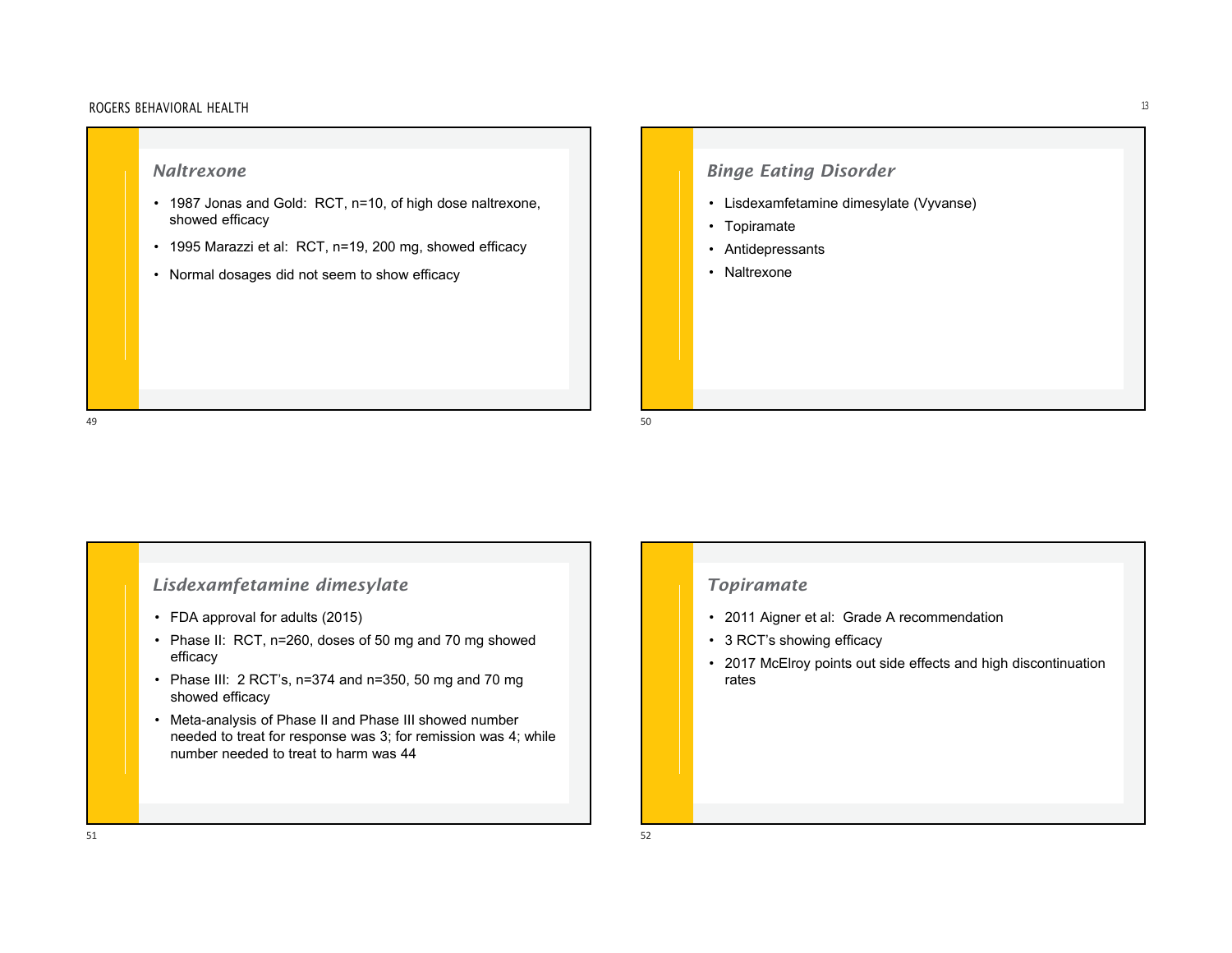## Naltrexone

- 1987 Jonas and Gold: RCT, n=10, of high dose naltrexone, showed efficacy
- 1995 Marazzi et al: RCT, n=19, 200 mg, showed efficacy
- Normal dosages did not seem to show efficacy

## Binge Eating Disorder

- Lisdexamfetamine dimesylate (Vyvanse)
- Topiramate
- Antidepressants
- Naltrexone

## Lisdexamfetamine dimesylate

- FDA approval for adults (2015)
- Phase II: RCT, n=260, doses of 50 mg and 70 mg showed efficacy
- Phase III: 2 RCT's, n=374 and n=350, 50 mg and 70 mg showed efficacy
- Meta-analysis of Phase II and Phase III showed number needed to treat for response was 3; for remission was 4; while number needed to treat to harm was 44

## Topiramate

- 2011 Aigner et al: Grade A recommendation
- 3 RCT's showing efficacy
- 2017 McElroy points out side effects and high discontinuation rates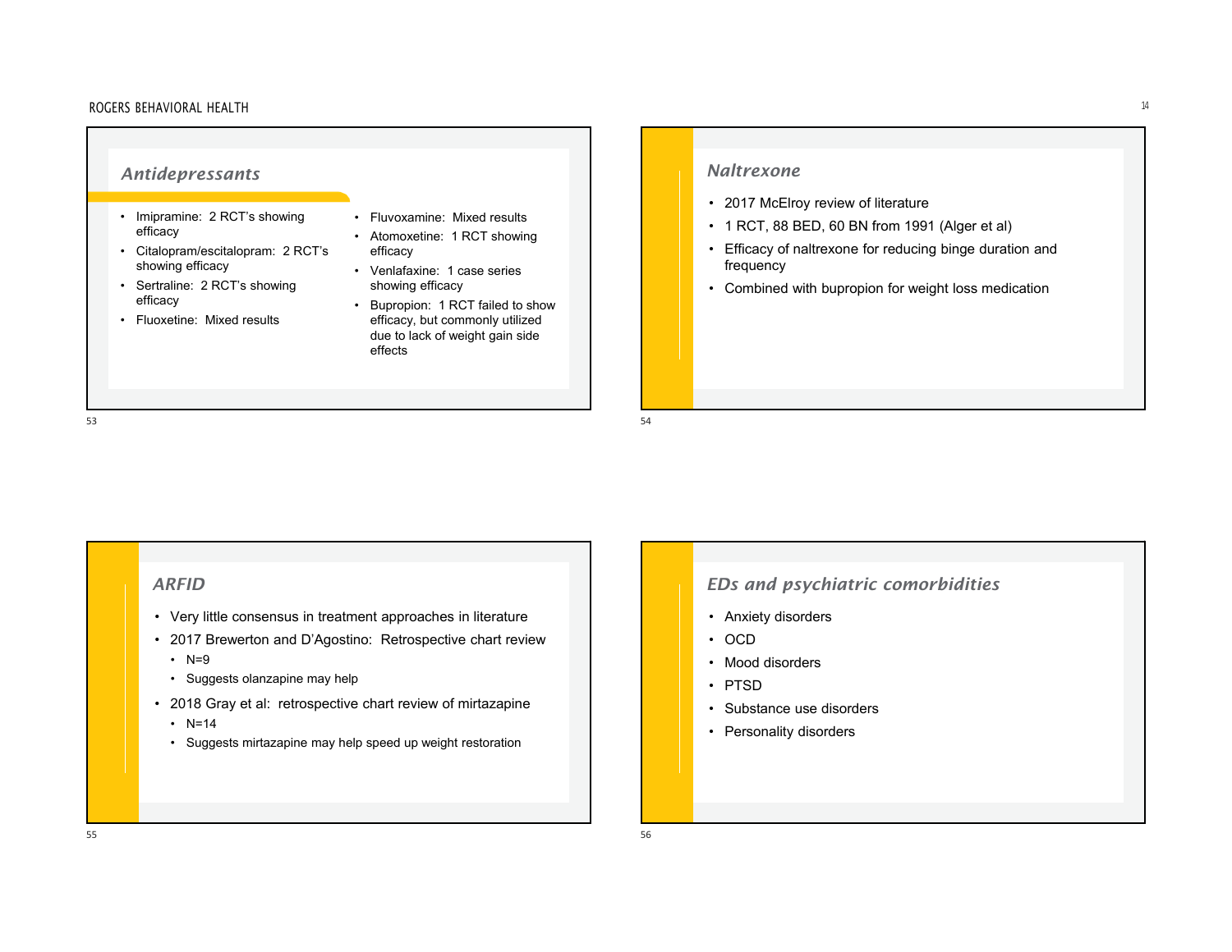## Antidepressants

- Imipramine: 2 RCT's showing efficacy
- Citalopram/escitalopram: 2 RCT's showing efficacy
- Sertraline: 2 RCT's showing efficacy
- Fluoxetine: Mixed results
- Fluvoxamine: Mixed results
- Atomoxetine: 1 RCT showing efficacy
- Venlafaxine: 1 case series showing efficacy
- Bupropion: 1 RCT failed to show efficacy, but commonly utilized due to lack of weight gain side effects

## Naltrexone

- 2017 McElroy review of literature
- 1 RCT, 88 BED, 60 BN from 1991 (Alger et al)
- Efficacy of naltrexone for reducing binge duration and frequency
- Combined with bupropion for weight loss medication

## ARFID

- Very little consensus in treatment approaches in literature
- 2017 Brewerton and D'Agostino: Retrospective chart review
  - N=9
  - Suggests olanzapine may help
- 2018 Gray et al: retrospective chart review of mirtazapine
  - N=14
  - Suggests mirtazapine may help speed up weight restoration

## EDs and psychiatric comorbidities

- Anxiety disorders
- OCD
- Mood disorders
- PTSD
- Substance use disorders
- Personality disorders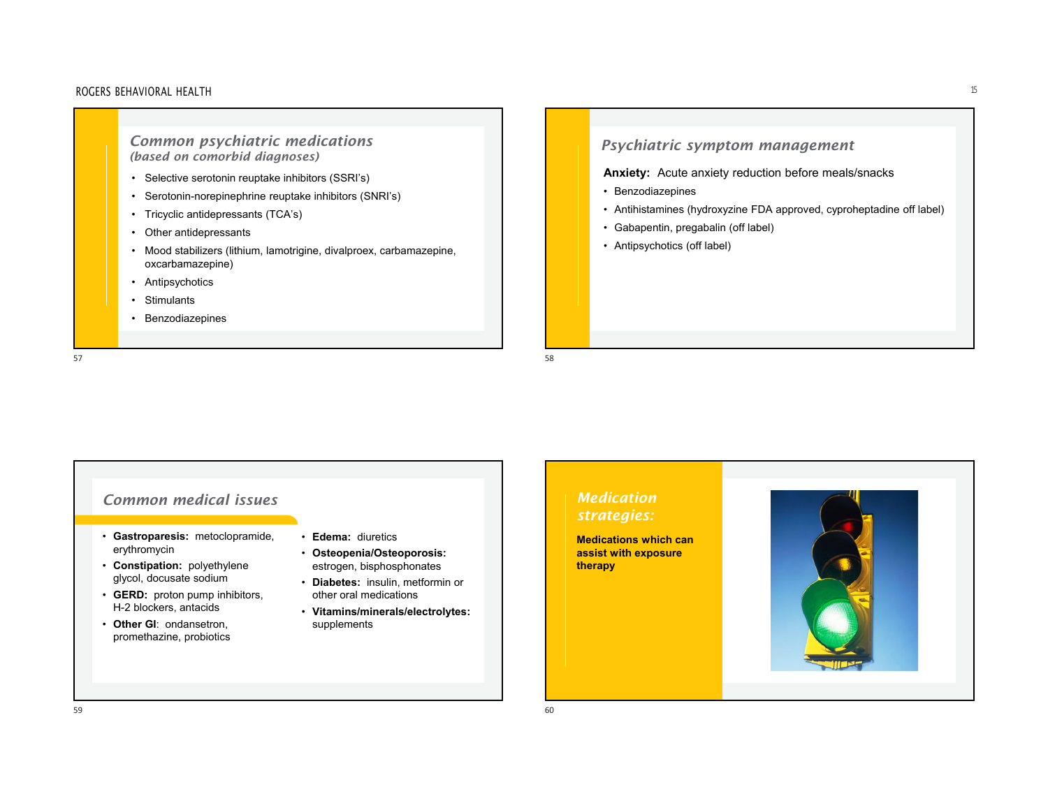## *Common psychiatric medications*
### *(based on comorbid diagnoses)*

- Selective serotonin reuptake inhibitors (SSRI's)
- Serotonin-norepinephrine reuptake inhibitors (SNRI's)
- Tricyclic antidepressants (TCA's)
- Other antidepressants
- Mood stabilizers (lithium, lamotrigine, divalproex, carbamazepine, oxcarbamazepine)
- Antipsychotics
- Stimulants
- Benzodiazepines

## *Psychiatric symptom management*

**Anxiety:** Acute anxiety reduction before meals/snacks

- Benzodiazepines
- Antihistamines (hydroxyzine FDA approved, cyproheptadine off label)
- Gabapentin, pregabalin (off label)
- Antipsychotics (off label)

## *Common medical issues*

- **Gastroparesis:** metoclopramide, erythromycin
- **Constipation:** polyethylene glycol, docusate sodium
- **GERD:** proton pump inhibitors, H-2 blockers, antacids
- **Other GI**: ondansetron, promethazine, probiotics
- **Edema:** diuretics
- **Osteopenia/Osteoporosis:** estrogen, bisphosphonates
- **Diabetes:** insulin, metformin or other oral medications
- **Vitamins/minerals/electrolytes:** supplements

## *Medication strategies:*

**Medications which can assist with exposure therapy**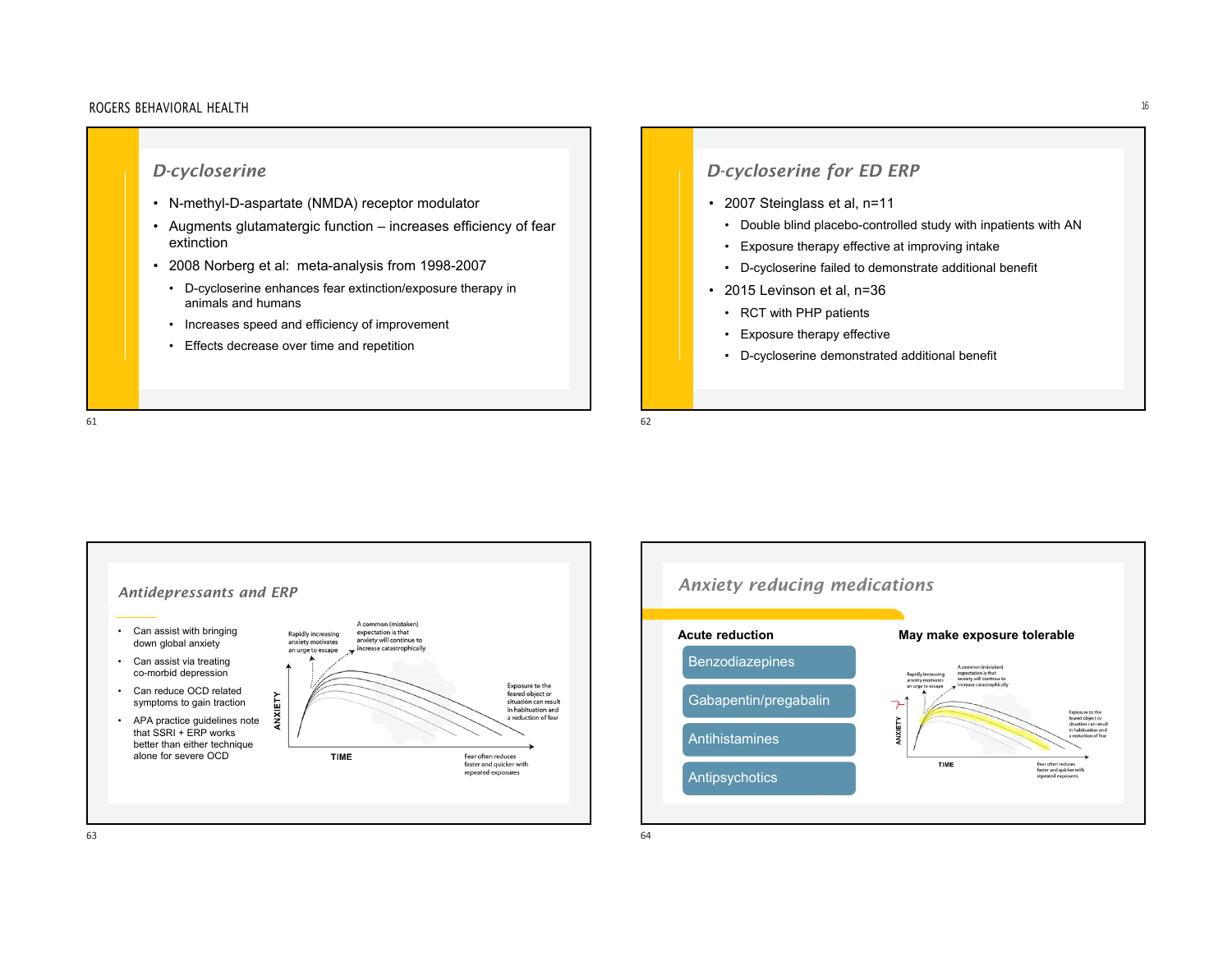## D-cycloserine

- N-methyl-D-aspartate (NMDA) receptor modulator
- Augments glutamatergic function – increases efficiency of fear extinction
- 2008 Norberg et al: meta-analysis from 1998-2007
  - D-cycloserine enhances fear extinction/exposure therapy in animals and humans
  - Increases speed and efficiency of improvement
  - Effects decrease over time and repetition

## D-cycloserine for ED ERP

- 2007 Steinglass et al, n=11
  - Double blind placebo-controlled study with inpatients with AN
  - Exposure therapy effective at improving intake
  - D-cycloserine failed to demonstrate additional benefit
- 2015 Levinson et al, n=36
  - RCT with PHP patients
  - Exposure therapy effective
  - D-cycloserine demonstrated additional benefit

## Antidepressants and ERP

- Can assist with bringing down global anxiety
- Can assist via treating co-morbid depression
- Can reduce OCD related symptoms to gain traction
- APA practice guidelines note that SSRI + ERP works better than either technique alone for severe OCD

Rapidly increasing anxiety motivates an urge to escape

A common (mistaken) expectation is that anxiety will continue to increase catastrophically

Exposure to the feared object or situation can result in habituation and a reduction of fear

ANXIETY

TIME

Fear often reduces faster and quicker with repeated exposures

## Anxiety reducing medications

**Acute reduction**

- Benzodiazepines
- Gabapentin/pregabalin
- Antihistamines
- Antipsychotics

**May make exposure tolerable**

Rapidly increasing anxiety motivates an urge to escape

A common (mistaken) expectation is that anxiety will continue to increase catastrophically

Exposure to the feared object or situation can result in habituation and a reduction of fear

ANXIETY

TIME

Fear often reduces faster and quicker with repeated exposures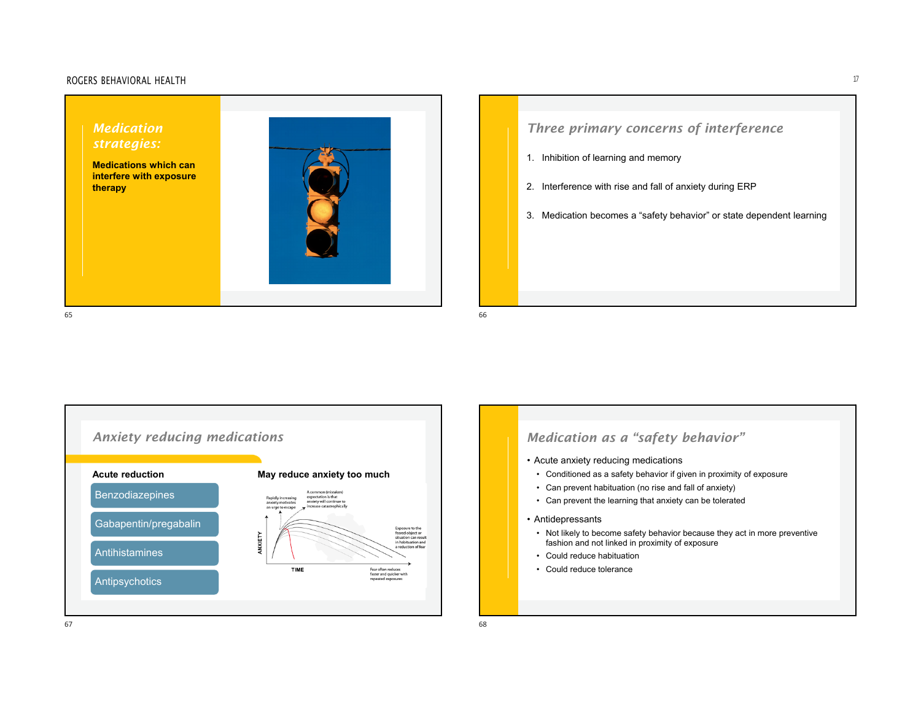## Medication strategies:

**Medications which can interfere with exposure therapy**

## Three primary concerns of interference

1. Inhibition of learning and memory
2. Interference with rise and fall of anxiety during ERP
3. Medication becomes a "safety behavior" or state dependent learning

## Anxiety reducing medications

**Acute reduction**

- Benzodiazepines
- Gabapentin/pregabalin
- Antihistamines
- Antipsychotics

**May reduce anxiety too much**

Rapidly increasing anxiety motivates an urge to escape

A common (mistaken) expectation is that anxiety will continue to increase catastrophically

ANXIETY

TIME

Exposure to the feared object or situation can result in habituation and a reduction of fear

Fear often reduces faster and quicker with repeated exposures

## Medication as a "safety behavior"

- Acute anxiety reducing medications
  - Conditioned as a safety behavior if given in proximity of exposure
  - Can prevent habituation (no rise and fall of anxiety)
  - Can prevent the learning that anxiety can be tolerated
- Antidepressants
  - Not likely to become safety behavior because they act in more preventive fashion and not linked in proximity of exposure
  - Could reduce habituation
  - Could reduce tolerance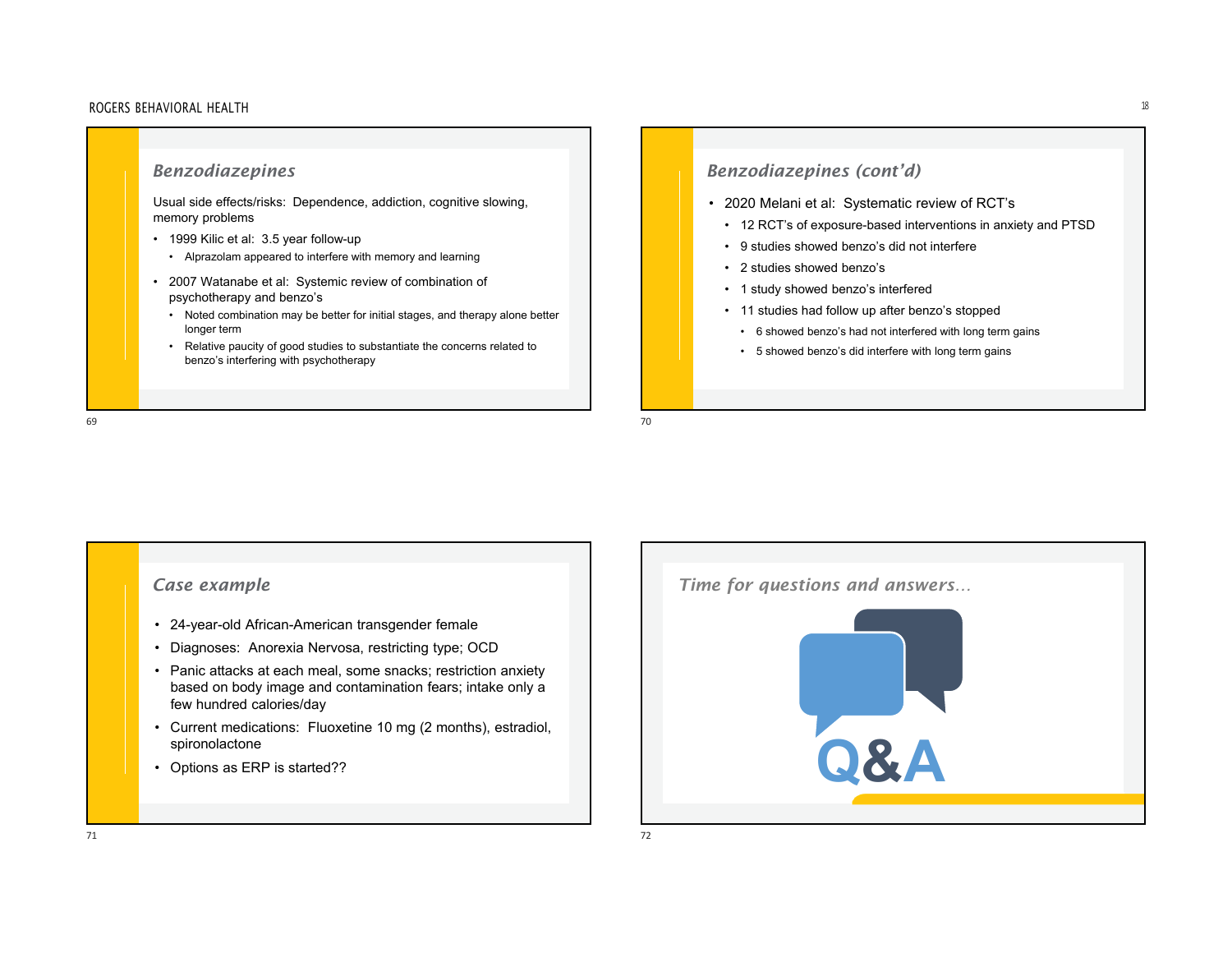## Benzodiazepines

Usual side effects/risks: Dependence, addiction, cognitive slowing, memory problems

- 1999 Kilic et al: 3.5 year follow-up
  - Alprazolam appeared to interfere with memory and learning
- 2007 Watanabe et al: Systemic review of combination of psychotherapy and benzo's
  - Noted combination may be better for initial stages, and therapy alone better longer term
  - Relative paucity of good studies to substantiate the concerns related to benzo's interfering with psychotherapy

## Benzodiazepines (cont'd)

- 2020 Melani et al: Systematic review of RCT's
  - 12 RCT's of exposure-based interventions in anxiety and PTSD
  - 9 studies showed benzo's did not interfere
  - 2 studies showed benzo's
  - 1 study showed benzo's interfered
  - 11 studies had follow up after benzo's stopped
    - 6 showed benzo's had not interfered with long term gains
    - 5 showed benzo's did interfere with long term gains

## Case example

- 24-year-old African-American transgender female
- Diagnoses: Anorexia Nervosa, restricting type; OCD
- Panic attacks at each meal, some snacks; restriction anxiety based on body image and contamination fears; intake only a few hundred calories/day
- Current medications: Fluoxetine 10 mg (2 months), estradiol, spironolactone
- Options as ERP is started??

## Time for questions and answers…

Q&A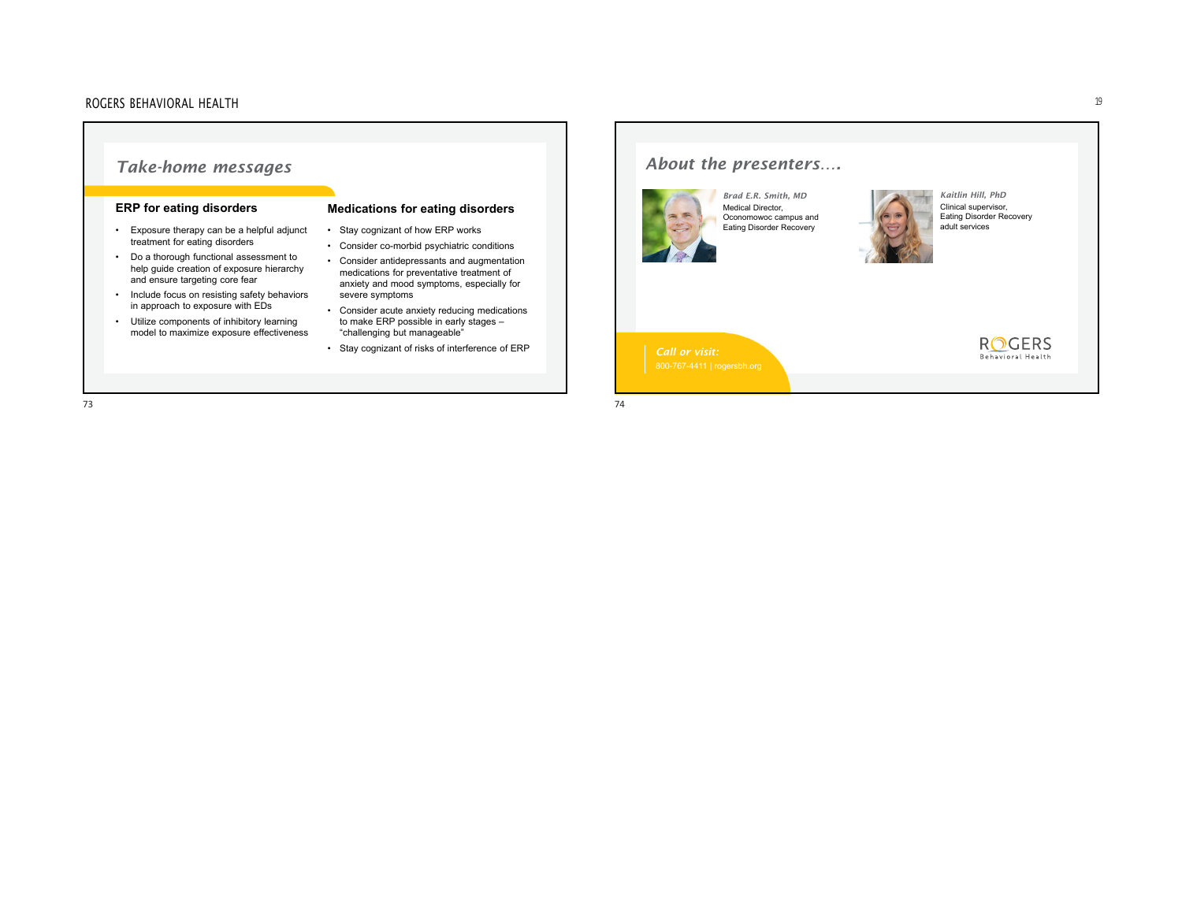## Take-home messages

### ERP for eating disorders

- Exposure therapy can be a helpful adjunct treatment for eating disorders
- Do a thorough functional assessment to help guide creation of exposure hierarchy and ensure targeting core fear
- Include focus on resisting safety behaviors in approach to exposure with EDs
- Utilize components of inhibitory learning model to maximize exposure effectiveness

### Medications for eating disorders

- Stay cognizant of how ERP works
- Consider co-morbid psychiatric conditions
- Consider antidepressants and augmentation medications for preventative treatment of anxiety and mood symptoms, especially for severe symptoms
- Consider acute anxiety reducing medications to make ERP possible in early stages – "challenging but manageable"
- Stay cognizant of risks of interference of ERP

## About the presenters….

***Brad E.R. Smith, MD***
Medical Director,
Oconomowoc campus and
Eating Disorder Recovery

***Kaitlin Hill, PhD***
Clinical supervisor,
Eating Disorder Recovery
adult services

***Call or visit:***
800-767-4411 | rogersbh.org

ROGERS
Behavioral Health